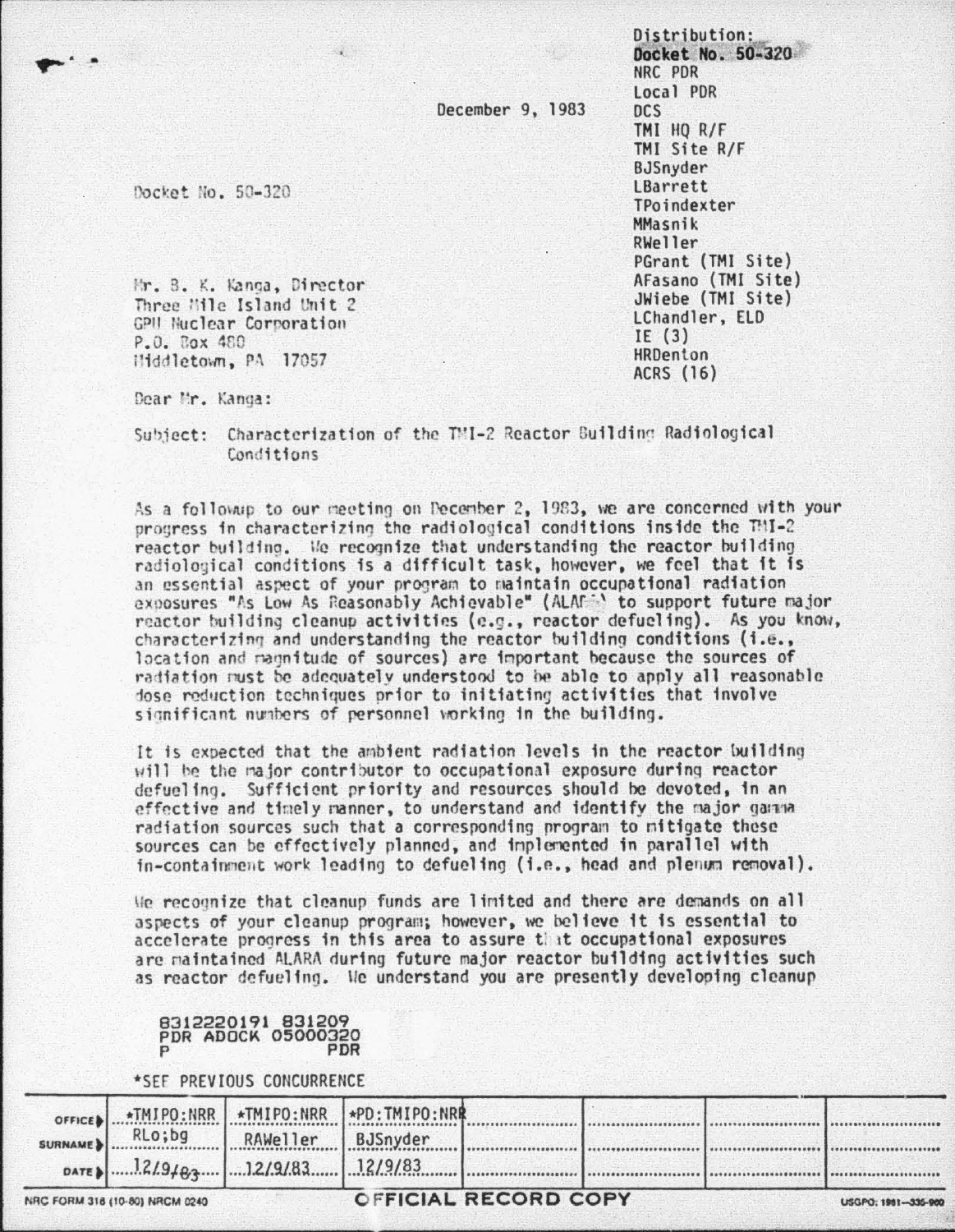Distribution:
Docket No. 50-320
NRC PDR
Local PDR
DCS
TMI HQ R/F
TMI Site R/F
BJSnyder
LBarrett
TPoindexter
MMasnik
RWeller
PGrant (TMI Site)
AFasano (TMI Site)
JWiebe (TMI Site)
LChandler, ELD
IE (3)
HRDenton
ACRS (16)

December 9, 1983

Docket No. 50-320

Mr. B. K. Kanga, Director
Three Mile Island Unit 2
GPU Nuclear Corporation
P.O. Box 480
Middletown, PA 17057

Dear Mr. Kanga:

Subject: Characterization of the TMI-2 Reactor Building Radiological Conditions

As a followup to our meeting on December 2, 1983, we are concerned with your progress in characterizing the radiological conditions inside the TMI-2 reactor building. We recognize that understanding the reactor building radiological conditions is a difficult task, however, we feel that it is an essential aspect of your program to maintain occupational radiation exposures "As Low As Reasonably Achievable" (ALARA) to support future major reactor building cleanup activities (e.g., reactor defueling). As you know, characterizing and understanding the reactor building conditions (i.e., location and magnitude of sources) are important because the sources of radiation must be adequately understood to be able to apply all reasonable dose reduction techniques prior to initiating activities that involve significant numbers of personnel working in the building.

It is expected that the ambient radiation levels in the reactor building will be the major contributor to occupational exposure during reactor defueling. Sufficient priority and resources should be devoted, in an effective and timely manner, to understand and identify the major gamma radiation sources such that a corresponding program to mitigate these sources can be effectively planned, and implemented in parallel with in-containment work leading to defueling (i.e., head and plenum removal).

We recognize that cleanup funds are limited and there are demands on all aspects of your cleanup program; however, we believe it is essential to accelerate progress in this area to assure that occupational exposures are maintained ALARA during future major reactor building activities such as reactor defueling. We understand you are presently developing cleanup

8312220191 831209
PDR ADOCK 05000320
P PDR

*SEE PREVIOUS CONCURRENCE

| OFFICE | *TMIPO:NRR | *TMIPO:NRR | *PD:TMIPO:NRR | | | | |
|---|---|---|---|---|---|---|---|
| SURNAME | RLo;bg | RAWeller | BJSnyder | | | | |
| DATE | 12/9/83 | 12/9/83 | 12/9/83 | | | | |

NRC FORM 318 (10-80) NRCM 0240 OFFICIAL RECORD COPY USGPO: 1981—335-960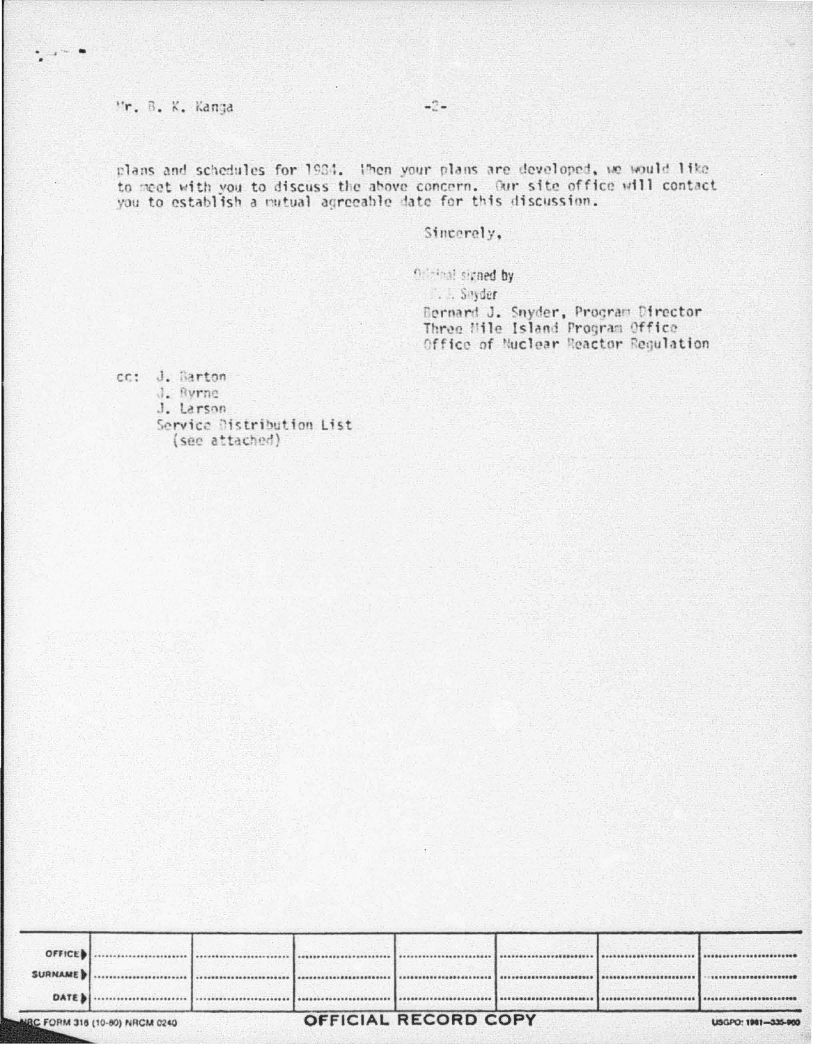Mr. B. K. Kanga

plans and schedules for 1984. When your plans are developed, we would like to meet with you to discuss the above concern. Our site office will contact you to establish a mutual agreeable date for this discussion.

Sincerely,

Original signed by
B. J. Snyder
Bernard J. Snyder, Program Director
Three Mile Island Program Office
Office of Nuclear Reactor Regulation

cc: J. Barton
J. Byrne
J. Larson
Service Distribution List
(see attached)

| | | | | | | | |
|---|---|---|---|---|---|---|---|
| OFFICE | | | | | | | |
| SURNAME | | | | | | | |
| DATE | | | | | | | |

NRC FORM 318 (10-80) NRCM 0240

OFFICIAL RECORD COPY

USGPO: 1981—335-960